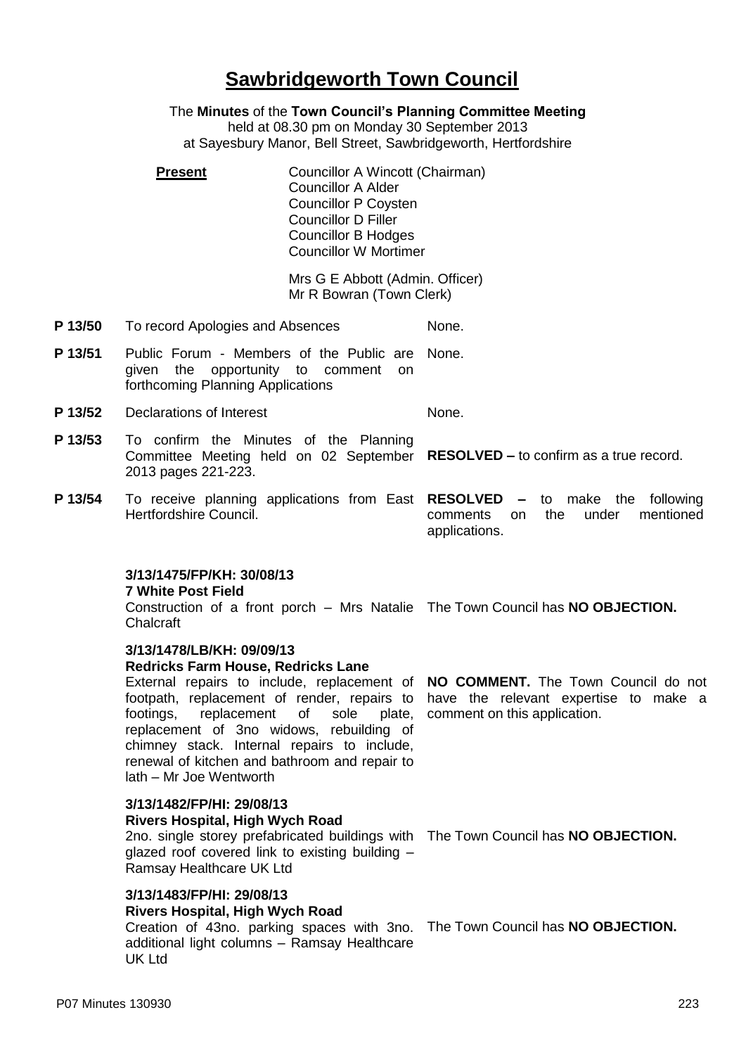# Sawbridgeworth Town Council

The **Minutes** of the **Town Council's Planning Committee Meeting**
held at 08.30 pm on Monday 30 September 2013
at Sayesbury Manor, Bell Street, Sawbridgeworth, Hertfordshire

**Present**

Councillor A Wincott (Chairman)
Councillor A Alder
Councillor P Coysten
Councillor D Filler
Councillor B Hodges
Councillor W Mortimer

Mrs G E Abbott (Admin. Officer)
Mr R Bowran (Town Clerk)

| | | |
|---|---|---|
| **P 13/50** | To record Apologies and Absences | None. |
| **P 13/51** | Public Forum - Members of the Public are given the opportunity to comment on forthcoming Planning Applications | None. |
| **P 13/52** | Declarations of Interest | None. |
| **P 13/53** | To confirm the Minutes of the Planning Committee Meeting held on 02 September 2013 pages 221-223. | **RESOLVED –** to confirm as a true record. |
| **P 13/54** | To receive planning applications from East Hertfordshire Council. | **RESOLVED –** to make the following comments on the under mentioned applications. |

**3/13/1475/FP/KH: 30/08/13**
**7 White Post Field**
Construction of a front porch – Mrs Natalie Chalcraft

The Town Council has **NO OBJECTION.**

**3/13/1478/LB/KH: 09/09/13**
**Redricks Farm House, Redricks Lane**
External repairs to include, replacement of footpath, replacement of render, repairs to footings, replacement of sole plate, replacement of 3no widows, rebuilding of chimney stack. Internal repairs to include, renewal of kitchen and bathroom and repair to lath – Mr Joe Wentworth

**NO COMMENT.** The Town Council do not have the relevant expertise to make a comment on this application.

**3/13/1482/FP/HI: 29/08/13**
**Rivers Hospital, High Wych Road**
2no. single storey prefabricated buildings with glazed roof covered link to existing building – Ramsay Healthcare UK Ltd

The Town Council has **NO OBJECTION.**

**3/13/1483/FP/HI: 29/08/13**
**Rivers Hospital, High Wych Road**
Creation of 43no. parking spaces with 3no. additional light columns – Ramsay Healthcare UK Ltd

The Town Council has **NO OBJECTION.**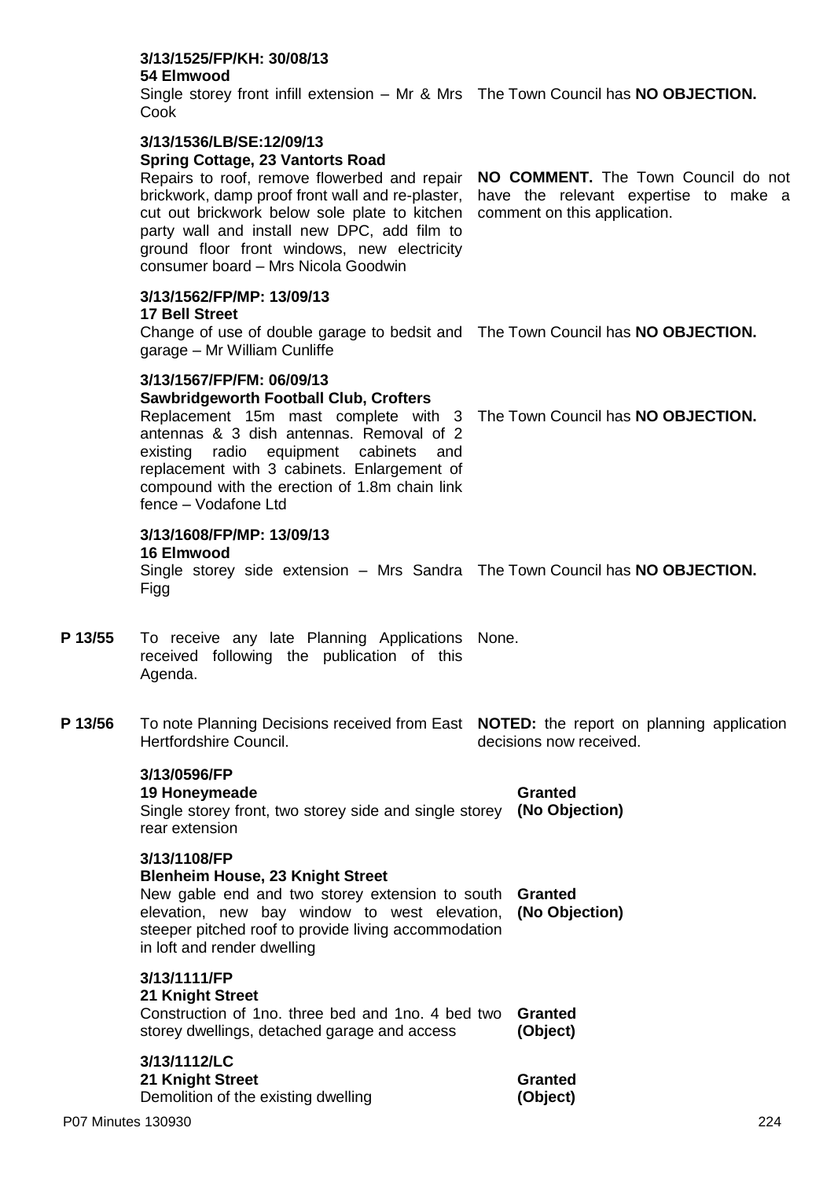**3/13/1525/FP/KH: 30/08/13**
**54 Elmwood**
Single storey front infill extension – Mr & Mrs Cook

The Town Council has **NO OBJECTION.**

**3/13/1536/LB/SE:12/09/13**
**Spring Cottage, 23 Vantorts Road**
Repairs to roof, remove flowerbed and repair brickwork, damp proof front wall and re-plaster, cut out brickwork below sole plate to kitchen party wall and install new DPC, add film to ground floor front windows, new electricity consumer board – Mrs Nicola Goodwin

**NO COMMENT.** The Town Council do not have the relevant expertise to make a comment on this application.

**3/13/1562/FP/MP: 13/09/13**
**17 Bell Street**
Change of use of double garage to bedsit and garage – Mr William Cunliffe

The Town Council has **NO OBJECTION.**

**3/13/1567/FP/FM: 06/09/13**
**Sawbridgeworth Football Club, Crofters**
Replacement 15m mast complete with 3 antennas & 3 dish antennas. Removal of 2 existing radio equipment cabinets and replacement with 3 cabinets. Enlargement of compound with the erection of 1.8m chain link fence – Vodafone Ltd

The Town Council has **NO OBJECTION.**

**3/13/1608/FP/MP: 13/09/13**
**16 Elmwood**
Single storey side extension – Mrs Sandra Figg

The Town Council has **NO OBJECTION.**

**P 13/55** To receive any late Planning Applications received following the publication of this Agenda.

None.

**P 13/56** To note Planning Decisions received from East Hertfordshire Council.

**NOTED:** the report on planning application decisions now received.

**3/13/0596/FP**
**19 Honeymeade**
Single storey front, two storey side and single storey rear extension

**Granted**
**(No Objection)**

**3/13/1108/FP**
**Blenheim House, 23 Knight Street**
New gable end and two storey extension to south elevation, new bay window to west elevation, steeper pitched roof to provide living accommodation in loft and render dwelling

**Granted**
**(No Objection)**

**3/13/1111/FP**
**21 Knight Street**
Construction of 1no. three bed and 1no. 4 bed two storey dwellings, detached garage and access

**Granted**
**(Object)**

**3/13/1112/LC**
**21 Knight Street**
Demolition of the existing dwelling

**Granted**
**(Object)**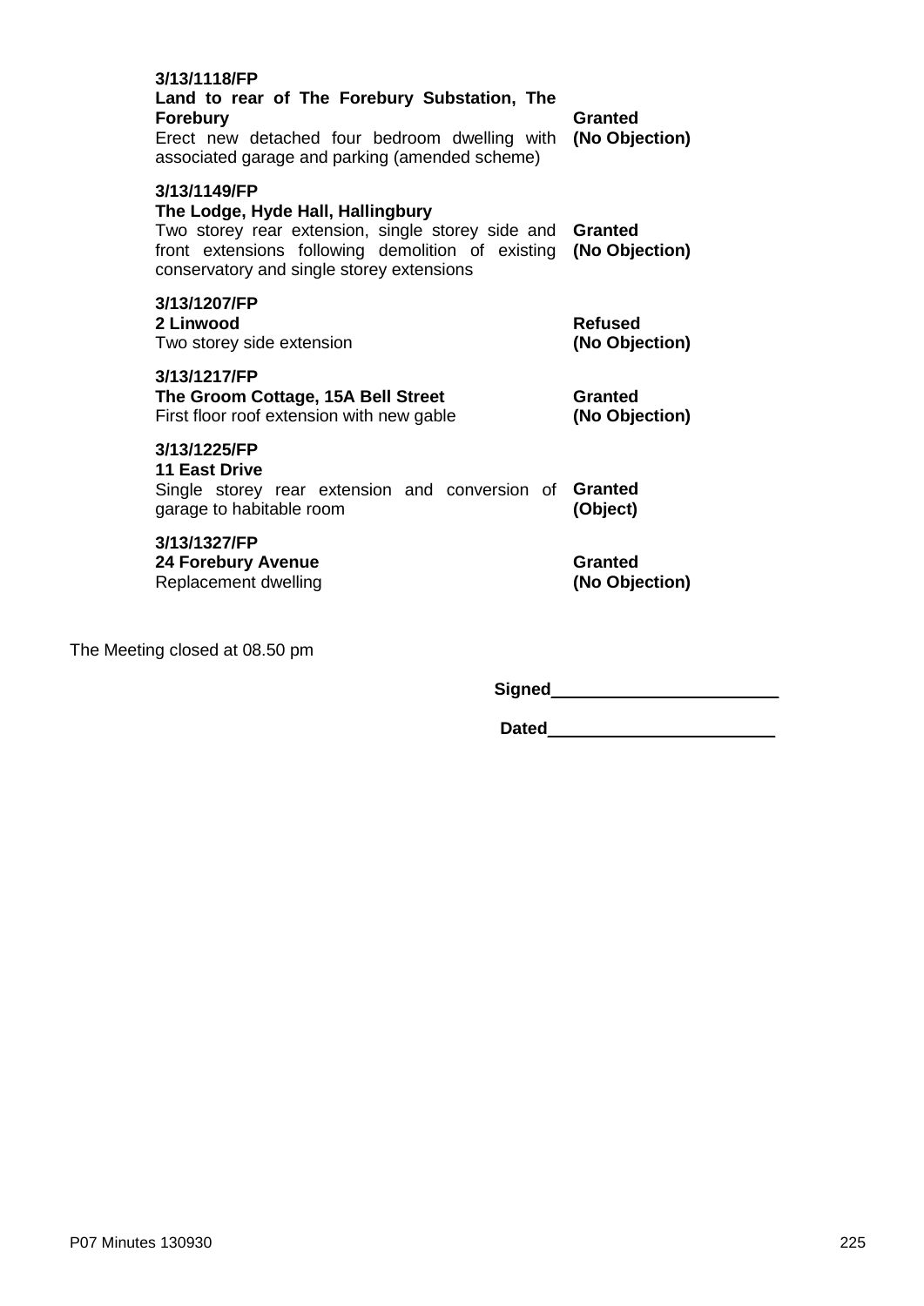**3/13/1118/FP**
**Land to rear of The Forebury Substation, The Forebury**
Erect new detached four bedroom dwelling with associated garage and parking (amended scheme)
**Granted (No Objection)**

**3/13/1149/FP**
**The Lodge, Hyde Hall, Hallingbury**
Two storey rear extension, single storey side and front extensions following demolition of existing conservatory and single storey extensions
**Granted (No Objection)**

**3/13/1207/FP**
**2 Linwood**
Two storey side extension
**Refused (No Objection)**

**3/13/1217/FP**
**The Groom Cottage, 15A Bell Street**
First floor roof extension with new gable
**Granted (No Objection)**

**3/13/1225/FP**
**11 East Drive**
Single storey rear extension and conversion of garage to habitable room
**Granted (Object)**

**3/13/1327/FP**
**24 Forebury Avenue**
Replacement dwelling
**Granted (No Objection)**

The Meeting closed at 08.50 pm

**Signed**\_\_\_\_\_\_\_\_\_\_\_\_\_\_\_\_\_\_\_\_\_\_\_\_

**Dated**\_\_\_\_\_\_\_\_\_\_\_\_\_\_\_\_\_\_\_\_\_\_\_\_